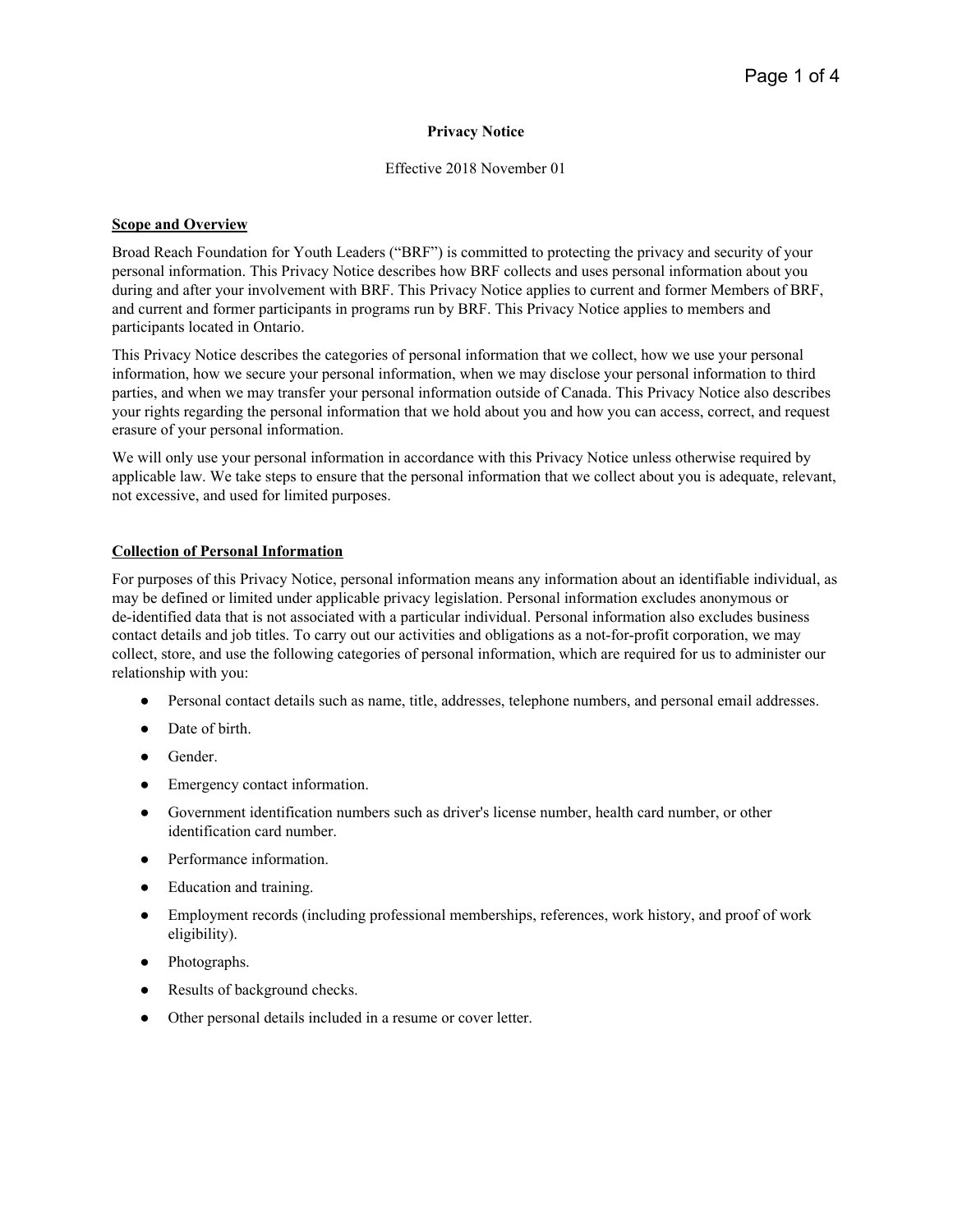**Privacy Notice**

Effective 2018 November 01

## Scope and Overview

Broad Reach Foundation for Youth Leaders ("BRF") is committed to protecting the privacy and security of your personal information. This Privacy Notice describes how BRF collects and uses personal information about you during and after your involvement with BRF. This Privacy Notice applies to current and former Members of BRF, and current and former participants in programs run by BRF. This Privacy Notice applies to members and participants located in Ontario.

This Privacy Notice describes the categories of personal information that we collect, how we use your personal information, how we secure your personal information, when we may disclose your personal information to third parties, and when we may transfer your personal information outside of Canada. This Privacy Notice also describes your rights regarding the personal information that we hold about you and how you can access, correct, and request erasure of your personal information.

We will only use your personal information in accordance with this Privacy Notice unless otherwise required by applicable law. We take steps to ensure that the personal information that we collect about you is adequate, relevant, not excessive, and used for limited purposes.

## Collection of Personal Information

For purposes of this Privacy Notice, personal information means any information about an identifiable individual, as may be defined or limited under applicable privacy legislation. Personal information excludes anonymous or de-identified data that is not associated with a particular individual. Personal information also excludes business contact details and job titles. To carry out our activities and obligations as a not-for-profit corporation, we may collect, store, and use the following categories of personal information, which are required for us to administer our relationship with you:

- Personal contact details such as name, title, addresses, telephone numbers, and personal email addresses.
- Date of birth.
- Gender.
- Emergency contact information.
- Government identification numbers such as driver's license number, health card number, or other identification card number.
- Performance information.
- Education and training.
- Employment records (including professional memberships, references, work history, and proof of work eligibility).
- Photographs.
- Results of background checks.
- Other personal details included in a resume or cover letter.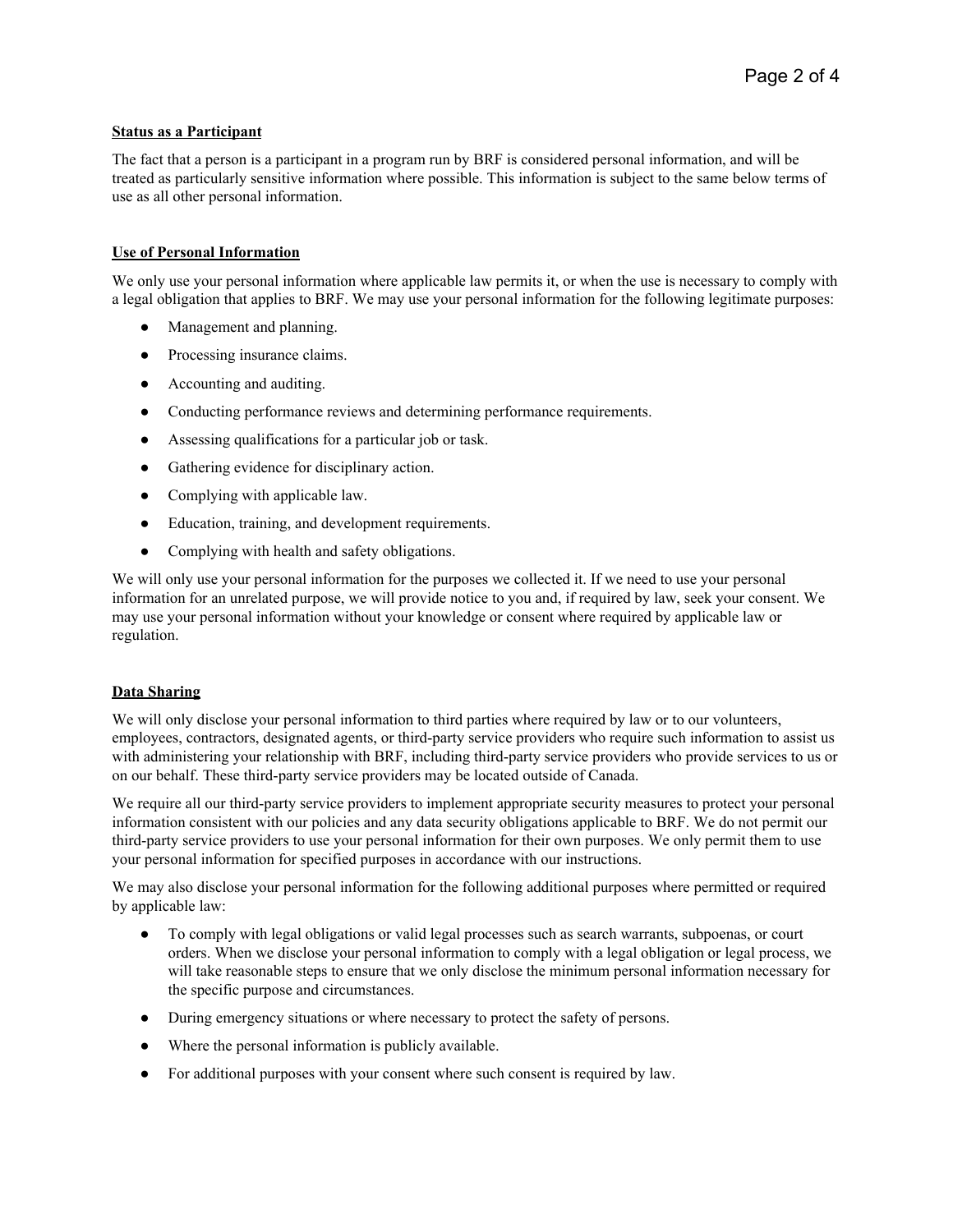**Status as a Participant**

The fact that a person is a participant in a program run by BRF is considered personal information, and will be treated as particularly sensitive information where possible. This information is subject to the same below terms of use as all other personal information.

**Use of Personal Information**

We only use your personal information where applicable law permits it, or when the use is necessary to comply with a legal obligation that applies to BRF. We may use your personal information for the following legitimate purposes:

- Management and planning.
- Processing insurance claims.
- Accounting and auditing.
- Conducting performance reviews and determining performance requirements.
- Assessing qualifications for a particular job or task.
- Gathering evidence for disciplinary action.
- Complying with applicable law.
- Education, training, and development requirements.
- Complying with health and safety obligations.

We will only use your personal information for the purposes we collected it. If we need to use your personal information for an unrelated purpose, we will provide notice to you and, if required by law, seek your consent. We may use your personal information without your knowledge or consent where required by applicable law or regulation.

**Data Sharing**

We will only disclose your personal information to third parties where required by law or to our volunteers, employees, contractors, designated agents, or third-party service providers who require such information to assist us with administering your relationship with BRF, including third-party service providers who provide services to us or on our behalf. These third-party service providers may be located outside of Canada.

We require all our third-party service providers to implement appropriate security measures to protect your personal information consistent with our policies and any data security obligations applicable to BRF. We do not permit our third-party service providers to use your personal information for their own purposes. We only permit them to use your personal information for specified purposes in accordance with our instructions.

We may also disclose your personal information for the following additional purposes where permitted or required by applicable law:

- To comply with legal obligations or valid legal processes such as search warrants, subpoenas, or court orders. When we disclose your personal information to comply with a legal obligation or legal process, we will take reasonable steps to ensure that we only disclose the minimum personal information necessary for the specific purpose and circumstances.
- During emergency situations or where necessary to protect the safety of persons.
- Where the personal information is publicly available.
- For additional purposes with your consent where such consent is required by law.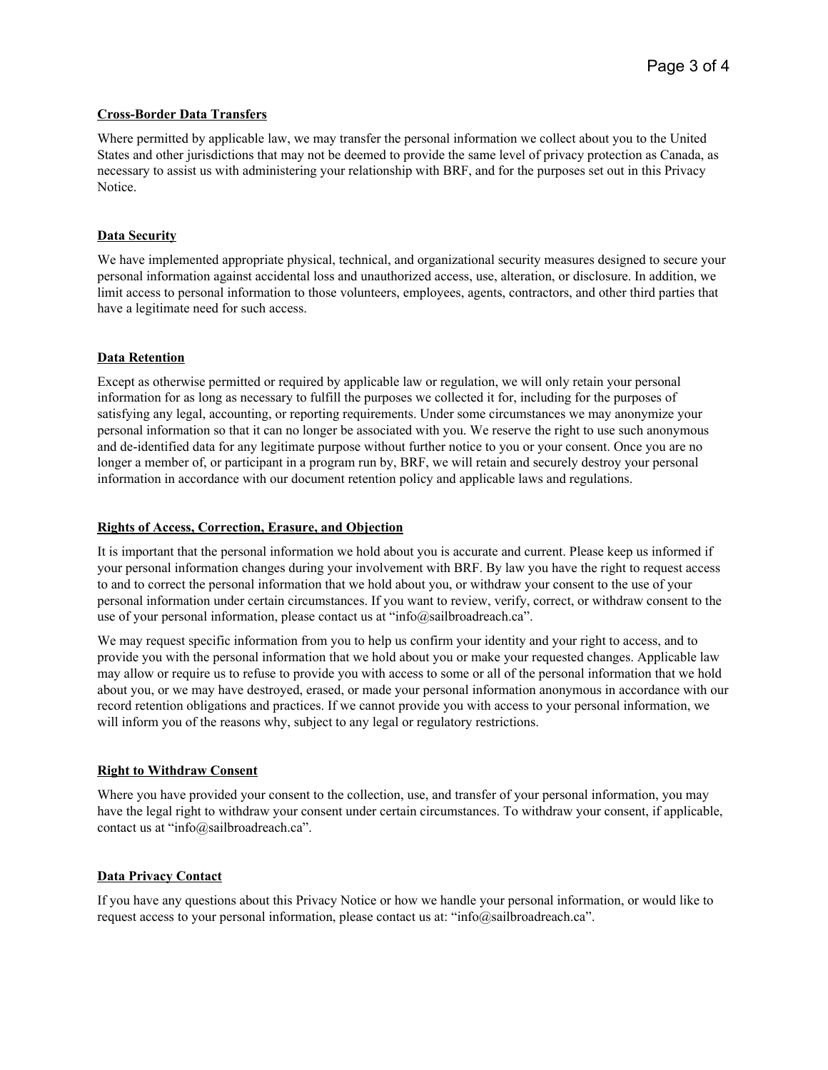**Cross-Border Data Transfers**

Where permitted by applicable law, we may transfer the personal information we collect about you to the United States and other jurisdictions that may not be deemed to provide the same level of privacy protection as Canada, as necessary to assist us with administering your relationship with BRF, and for the purposes set out in this Privacy Notice.

**Data Security**

We have implemented appropriate physical, technical, and organizational security measures designed to secure your personal information against accidental loss and unauthorized access, use, alteration, or disclosure. In addition, we limit access to personal information to those volunteers, employees, agents, contractors, and other third parties that have a legitimate need for such access.

**Data Retention**

Except as otherwise permitted or required by applicable law or regulation, we will only retain your personal information for as long as necessary to fulfill the purposes we collected it for, including for the purposes of satisfying any legal, accounting, or reporting requirements. Under some circumstances we may anonymize your personal information so that it can no longer be associated with you. We reserve the right to use such anonymous and de-identified data for any legitimate purpose without further notice to you or your consent. Once you are no longer a member of, or participant in a program run by, BRF, we will retain and securely destroy your personal information in accordance with our document retention policy and applicable laws and regulations.

**Rights of Access, Correction, Erasure, and Objection**

It is important that the personal information we hold about you is accurate and current. Please keep us informed if your personal information changes during your involvement with BRF. By law you have the right to request access to and to correct the personal information that we hold about you, or withdraw your consent to the use of your personal information under certain circumstances. If you want to review, verify, correct, or withdraw consent to the use of your personal information, please contact us at "info@sailbroadreach.ca".

We may request specific information from you to help us confirm your identity and your right to access, and to provide you with the personal information that we hold about you or make your requested changes. Applicable law may allow or require us to refuse to provide you with access to some or all of the personal information that we hold about you, or we may have destroyed, erased, or made your personal information anonymous in accordance with our record retention obligations and practices. If we cannot provide you with access to your personal information, we will inform you of the reasons why, subject to any legal or regulatory restrictions.

**Right to Withdraw Consent**

Where you have provided your consent to the collection, use, and transfer of your personal information, you may have the legal right to withdraw your consent under certain circumstances. To withdraw your consent, if applicable, contact us at "info@sailbroadreach.ca".

**Data Privacy Contact**

If you have any questions about this Privacy Notice or how we handle your personal information, or would like to request access to your personal information, please contact us at: "info@sailbroadreach.ca".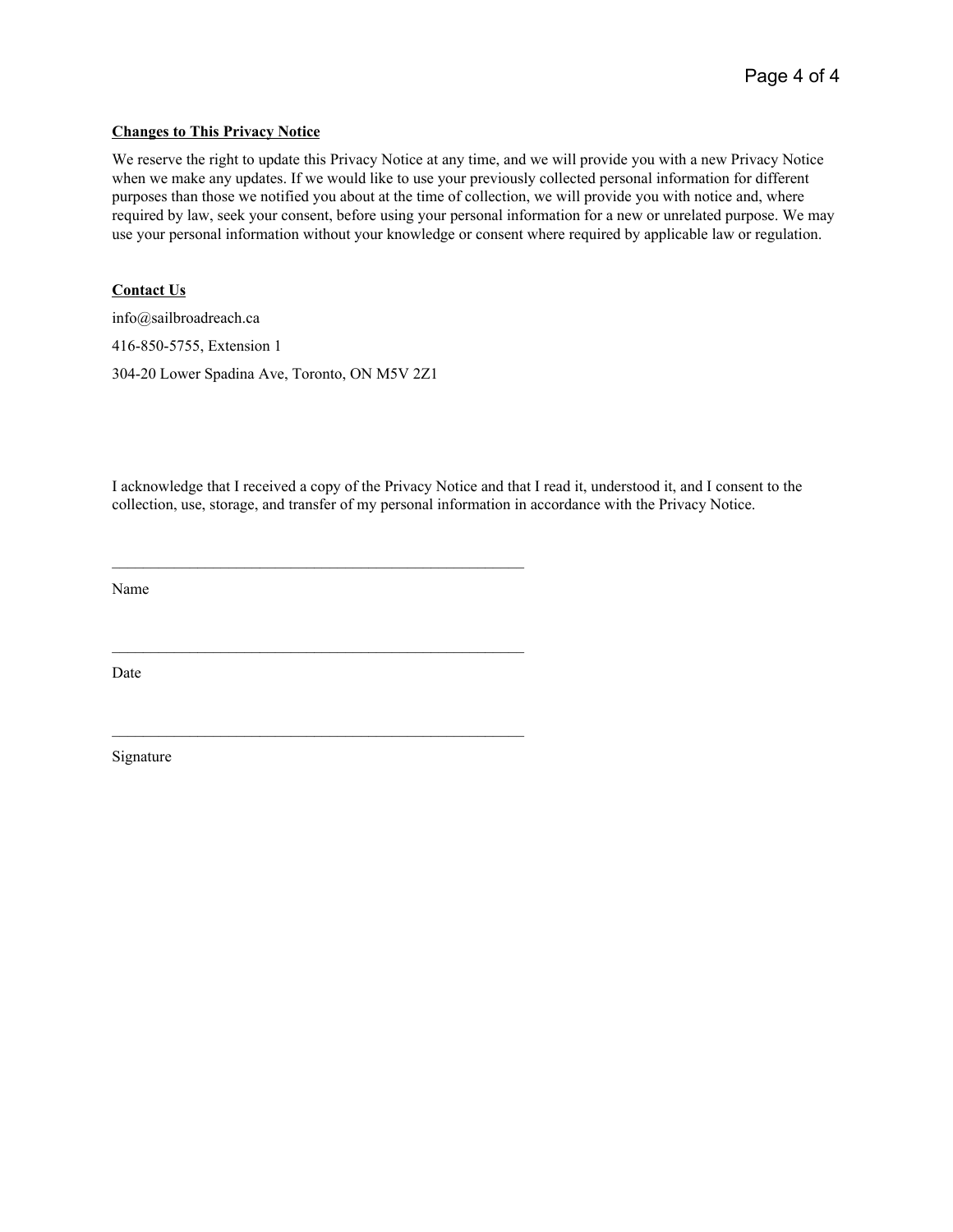**Changes to This Privacy Notice**

We reserve the right to update this Privacy Notice at any time, and we will provide you with a new Privacy Notice when we make any updates. If we would like to use your previously collected personal information for different purposes than those we notified you about at the time of collection, we will provide you with notice and, where required by law, seek your consent, before using your personal information for a new or unrelated purpose. We may use your personal information without your knowledge or consent where required by applicable law or regulation.

**Contact Us**

info@sailbroadreach.ca

416-850-5755, Extension 1

304-20 Lower Spadina Ave, Toronto, ON M5V 2Z1

I acknowledge that I received a copy of the Privacy Notice and that I read it, understood it, and I consent to the collection, use, storage, and transfer of my personal information in accordance with the Privacy Notice.

\_\_\_\_\_\_\_\_\_\_\_\_\_\_\_\_\_\_\_\_\_\_\_\_\_\_\_\_\_\_\_\_\_\_\_\_\_\_\_\_\_\_\_\_\_\_\_\_\_\_\_\_

Name

\_\_\_\_\_\_\_\_\_\_\_\_\_\_\_\_\_\_\_\_\_\_\_\_\_\_\_\_\_\_\_\_\_\_\_\_\_\_\_\_\_\_\_\_\_\_\_\_\_\_\_\_

Date

\_\_\_\_\_\_\_\_\_\_\_\_\_\_\_\_\_\_\_\_\_\_\_\_\_\_\_\_\_\_\_\_\_\_\_\_\_\_\_\_\_\_\_\_\_\_\_\_\_\_\_\_

Signature